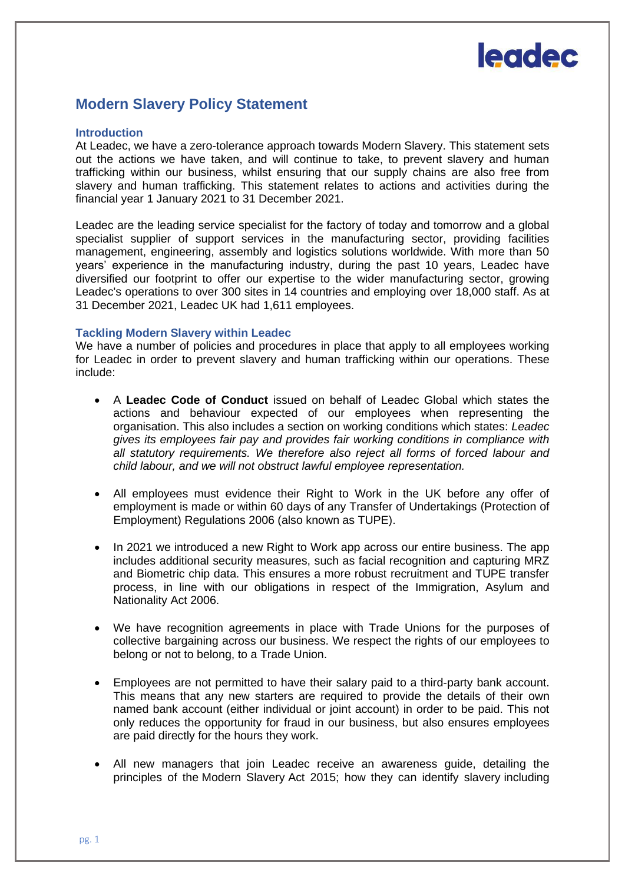# Modern Slavery Policy Statement

## Introduction

At Leadec, we have a zero-tolerance approach towards Modern Slavery. This statement sets out the actions we have taken, and will continue to take, to prevent slavery and human trafficking within our business, whilst ensuring that our supply chains are also free from slavery and human trafficking. This statement relates to actions and activities during the financial year 1 January 2021 to 31 December 2021.

Leadec are the leading service specialist for the factory of today and tomorrow and a global specialist supplier of support services in the manufacturing sector, providing facilities management, engineering, assembly and logistics solutions worldwide. With more than 50 years' experience in the manufacturing industry, during the past 10 years, Leadec have diversified our footprint to offer our expertise to the wider manufacturing sector, growing Leadec's operations to over 300 sites in 14 countries and employing over 18,000 staff. As at 31 December 2021, Leadec UK had 1,611 employees.

## Tackling Modern Slavery within Leadec

We have a number of policies and procedures in place that apply to all employees working for Leadec in order to prevent slavery and human trafficking within our operations. These include:

- A **Leadec Code of Conduct** issued on behalf of Leadec Global which states the actions and behaviour expected of our employees when representing the organisation. This also includes a section on working conditions which states: *Leadec gives its employees fair pay and provides fair working conditions in compliance with all statutory requirements. We therefore also reject all forms of forced labour and child labour, and we will not obstruct lawful employee representation.*

- All employees must evidence their Right to Work in the UK before any offer of employment is made or within 60 days of any Transfer of Undertakings (Protection of Employment) Regulations 2006 (also known as TUPE).

- In 2021 we introduced a new Right to Work app across our entire business. The app includes additional security measures, such as facial recognition and capturing MRZ and Biometric chip data. This ensures a more robust recruitment and TUPE transfer process, in line with our obligations in respect of the Immigration, Asylum and Nationality Act 2006.

- We have recognition agreements in place with Trade Unions for the purposes of collective bargaining across our business. We respect the rights of our employees to belong or not to belong, to a Trade Union.

- Employees are not permitted to have their salary paid to a third-party bank account. This means that any new starters are required to provide the details of their own named bank account (either individual or joint account) in order to be paid. This not only reduces the opportunity for fraud in our business, but also ensures employees are paid directly for the hours they work.

- All new managers that join Leadec receive an awareness guide, detailing the principles of the Modern Slavery Act 2015; how they can identify slavery including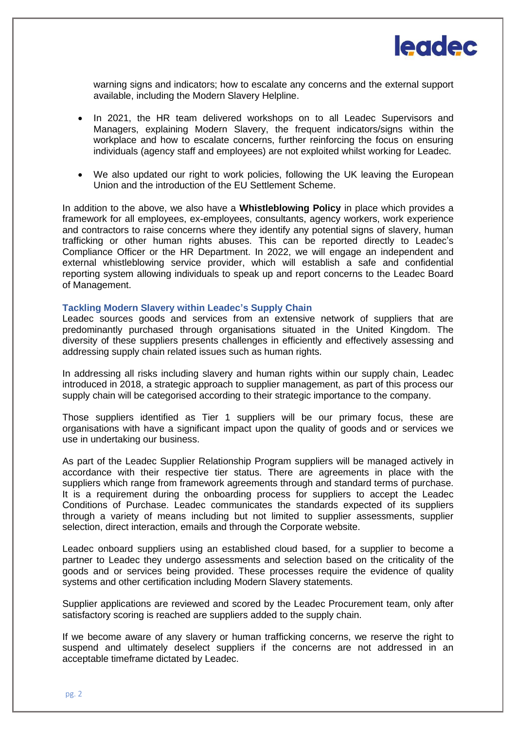warning signs and indicators; how to escalate any concerns and the external support available, including the Modern Slavery Helpline.

- In 2021, the HR team delivered workshops on to all Leadec Supervisors and Managers, explaining Modern Slavery, the frequent indicators/signs within the workplace and how to escalate concerns, further reinforcing the focus on ensuring individuals (agency staff and employees) are not exploited whilst working for Leadec.
- We also updated our right to work policies, following the UK leaving the European Union and the introduction of the EU Settlement Scheme.

In addition to the above, we also have a **Whistleblowing Policy** in place which provides a framework for all employees, ex-employees, consultants, agency workers, work experience and contractors to raise concerns where they identify any potential signs of slavery, human trafficking or other human rights abuses. This can be reported directly to Leadec's Compliance Officer or the HR Department. In 2022, we will engage an independent and external whistleblowing service provider, which will establish a safe and confidential reporting system allowing individuals to speak up and report concerns to the Leadec Board of Management.

## Tackling Modern Slavery within Leadec's Supply Chain

Leadec sources goods and services from an extensive network of suppliers that are predominantly purchased through organisations situated in the United Kingdom. The diversity of these suppliers presents challenges in efficiently and effectively assessing and addressing supply chain related issues such as human rights.

In addressing all risks including slavery and human rights within our supply chain, Leadec introduced in 2018, a strategic approach to supplier management, as part of this process our supply chain will be categorised according to their strategic importance to the company.

Those suppliers identified as Tier 1 suppliers will be our primary focus, these are organisations with have a significant impact upon the quality of goods and or services we use in undertaking our business.

As part of the Leadec Supplier Relationship Program suppliers will be managed actively in accordance with their respective tier status. There are agreements in place with the suppliers which range from framework agreements through and standard terms of purchase. It is a requirement during the onboarding process for suppliers to accept the Leadec Conditions of Purchase. Leadec communicates the standards expected of its suppliers through a variety of means including but not limited to supplier assessments, supplier selection, direct interaction, emails and through the Corporate website.

Leadec onboard suppliers using an established cloud based, for a supplier to become a partner to Leadec they undergo assessments and selection based on the criticality of the goods and or services being provided. These processes require the evidence of quality systems and other certification including Modern Slavery statements.

Supplier applications are reviewed and scored by the Leadec Procurement team, only after satisfactory scoring is reached are suppliers added to the supply chain.

If we become aware of any slavery or human trafficking concerns, we reserve the right to suspend and ultimately deselect suppliers if the concerns are not addressed in an acceptable timeframe dictated by Leadec.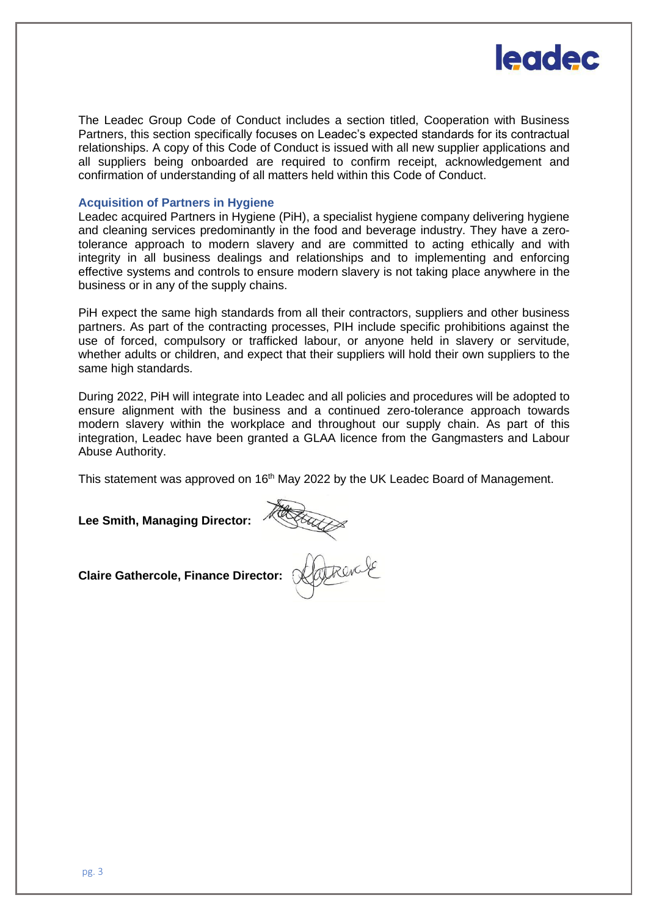The Leadec Group Code of Conduct includes a section titled, Cooperation with Business Partners, this section specifically focuses on Leadec's expected standards for its contractual relationships. A copy of this Code of Conduct is issued with all new supplier applications and all suppliers being onboarded are required to confirm receipt, acknowledgement and confirmation of understanding of all matters held within this Code of Conduct.

### Acquisition of Partners in Hygiene

Leadec acquired Partners in Hygiene (PiH), a specialist hygiene company delivering hygiene and cleaning services predominantly in the food and beverage industry. They have a zero-tolerance approach to modern slavery and are committed to acting ethically and with integrity in all business dealings and relationships and to implementing and enforcing effective systems and controls to ensure modern slavery is not taking place anywhere in the business or in any of the supply chains.

PiH expect the same high standards from all their contractors, suppliers and other business partners. As part of the contracting processes, PIH include specific prohibitions against the use of forced, compulsory or trafficked labour, or anyone held in slavery or servitude, whether adults or children, and expect that their suppliers will hold their own suppliers to the same high standards.

During 2022, PiH will integrate into Leadec and all policies and procedures will be adopted to ensure alignment with the business and a continued zero-tolerance approach towards modern slavery within the workplace and throughout our supply chain. As part of this integration, Leadec have been granted a GLAA licence from the Gangmasters and Labour Abuse Authority.

This statement was approved on 16th May 2022 by the UK Leadec Board of Management.

**Lee Smith, Managing Director:**

**Claire Gathercole, Finance Director:**